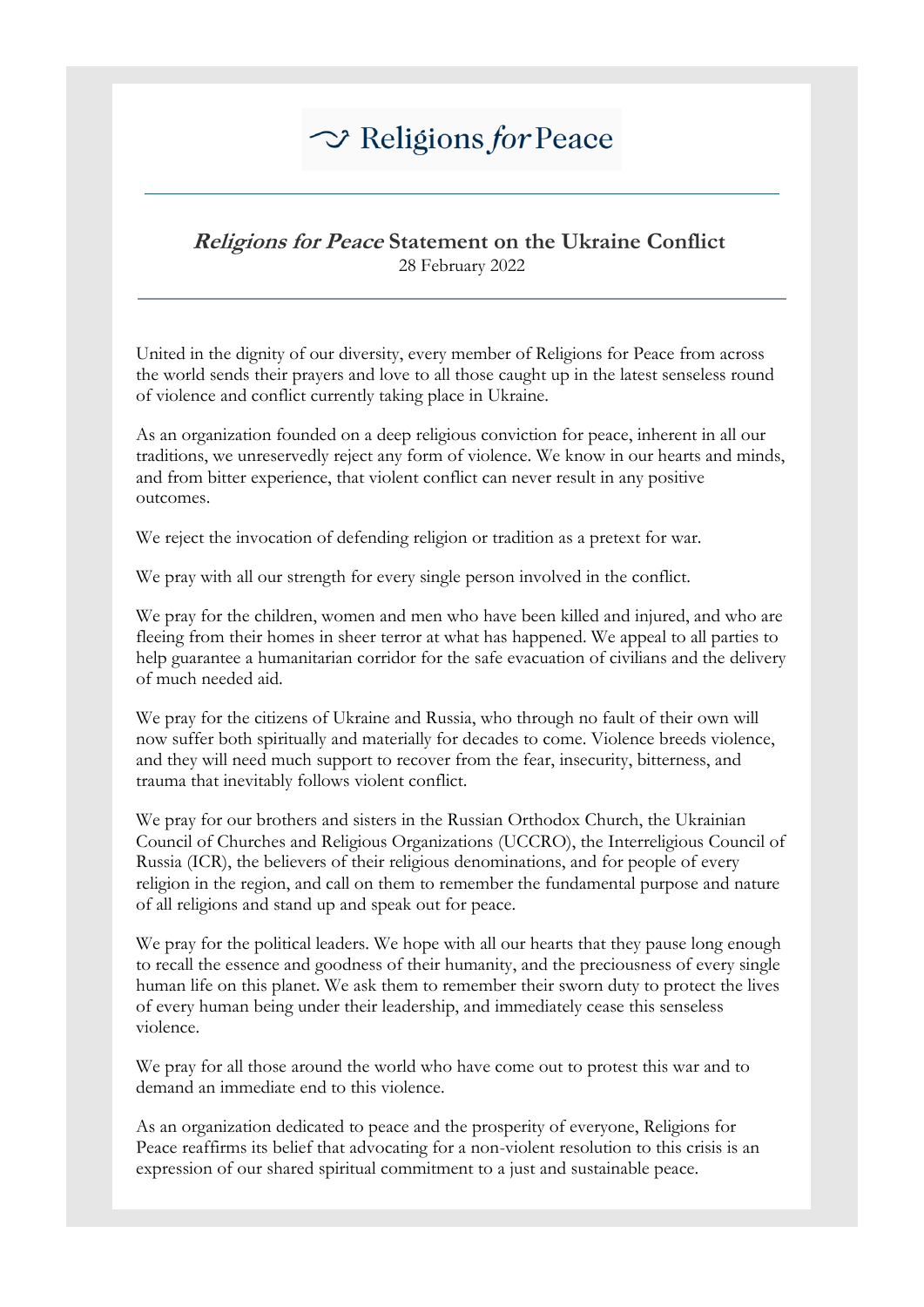Religions *for* Peace

## ***Religions for Peace*** **Statement on the Ukraine Conflict**

28 February 2022

---

United in the dignity of our diversity, every member of Religions for Peace from across the world sends their prayers and love to all those caught up in the latest senseless round of violence and conflict currently taking place in Ukraine.

As an organization founded on a deep religious conviction for peace, inherent in all our traditions, we unreservedly reject any form of violence. We know in our hearts and minds, and from bitter experience, that violent conflict can never result in any positive outcomes.

We reject the invocation of defending religion or tradition as a pretext for war.

We pray with all our strength for every single person involved in the conflict.

We pray for the children, women and men who have been killed and injured, and who are fleeing from their homes in sheer terror at what has happened. We appeal to all parties to help guarantee a humanitarian corridor for the safe evacuation of civilians and the delivery of much needed aid.

We pray for the citizens of Ukraine and Russia, who through no fault of their own will now suffer both spiritually and materially for decades to come. Violence breeds violence, and they will need much support to recover from the fear, insecurity, bitterness, and trauma that inevitably follows violent conflict.

We pray for our brothers and sisters in the Russian Orthodox Church, the Ukrainian Council of Churches and Religious Organizations (UCCRO), the Interreligious Council of Russia (ICR), the believers of their religious denominations, and for people of every religion in the region, and call on them to remember the fundamental purpose and nature of all religions and stand up and speak out for peace.

We pray for the political leaders. We hope with all our hearts that they pause long enough to recall the essence and goodness of their humanity, and the preciousness of every single human life on this planet. We ask them to remember their sworn duty to protect the lives of every human being under their leadership, and immediately cease this senseless violence.

We pray for all those around the world who have come out to protest this war and to demand an immediate end to this violence.

As an organization dedicated to peace and the prosperity of everyone, Religions for Peace reaffirms its belief that advocating for a non-violent resolution to this crisis is an expression of our shared spiritual commitment to a just and sustainable peace.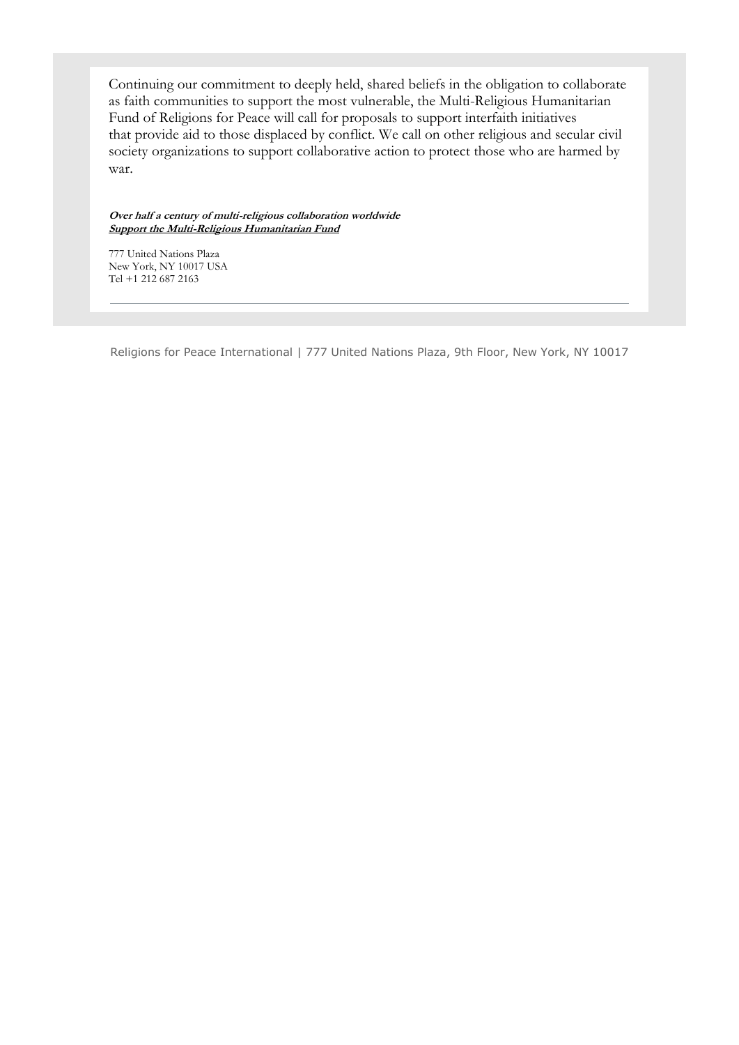Continuing our commitment to deeply held, shared beliefs in the obligation to collaborate as faith communities to support the most vulnerable, the Multi-Religious Humanitarian Fund of Religions for Peace will call for proposals to support interfaith initiatives that provide aid to those displaced by conflict. We call on other religious and secular civil society organizations to support collaborative action to protect those who are harmed by war.

***Over half a century of multi-religious collaboration worldwide***
***Support the Multi-Religious Humanitarian Fund***

777 United Nations Plaza
New York, NY 10017 USA
Tel +1 212 687 2163

---

Religions for Peace International | 777 United Nations Plaza, 9th Floor, New York, NY 10017